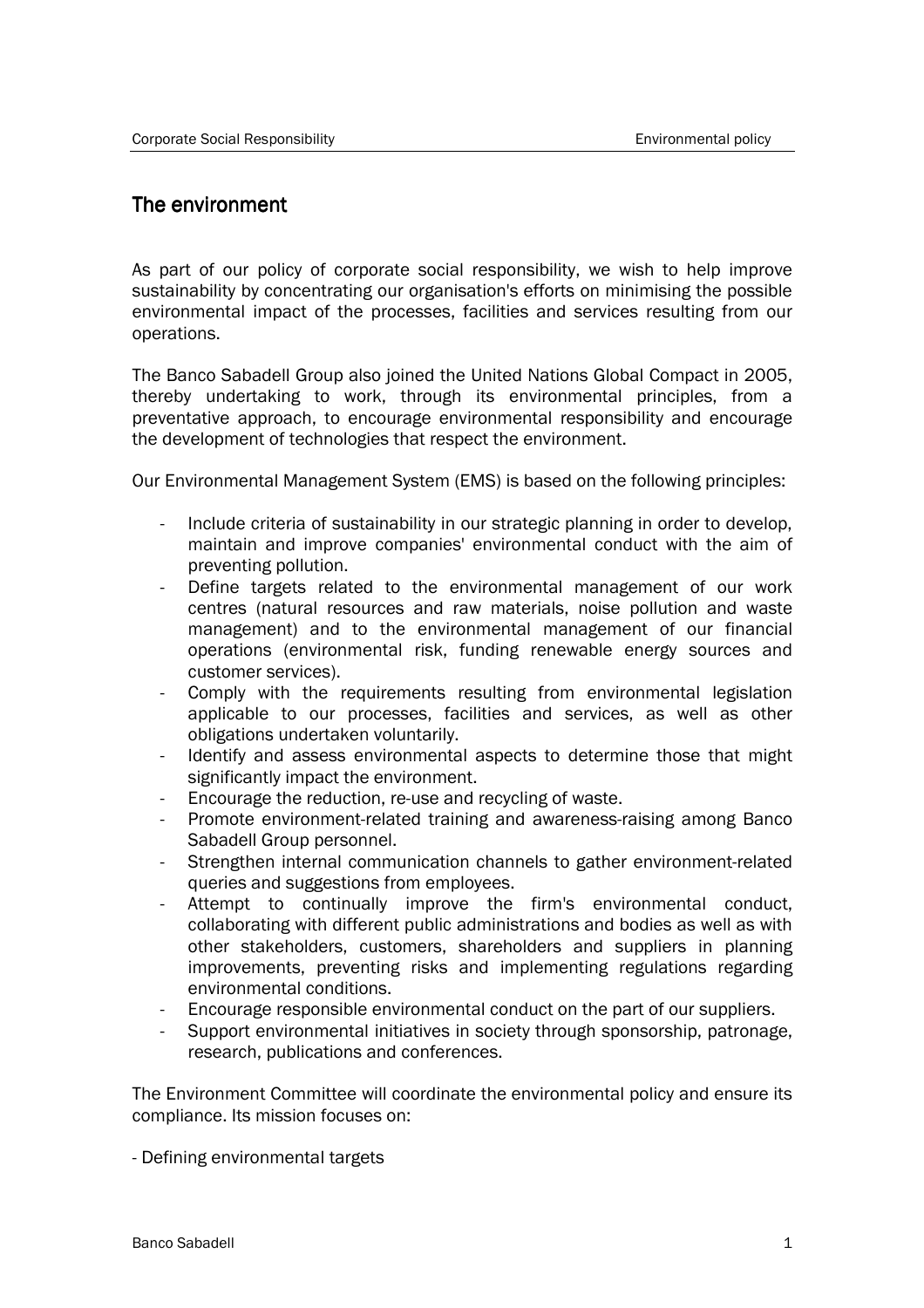# The environment

As part of our policy of corporate social responsibility, we wish to help improve sustainability by concentrating our organisation's efforts on minimising the possible environmental impact of the processes, facilities and services resulting from our operations.

The Banco Sabadell Group also joined the United Nations Global Compact in 2005, thereby undertaking to work, through its environmental principles, from a preventative approach, to encourage environmental responsibility and encourage the development of technologies that respect the environment.

Our Environmental Management System (EMS) is based on the following principles:

- Include criteria of sustainability in our strategic planning in order to develop, maintain and improve companies' environmental conduct with the aim of preventing pollution.
- Define targets related to the environmental management of our work centres (natural resources and raw materials, noise pollution and waste management) and to the environmental management of our financial operations (environmental risk, funding renewable energy sources and customer services).
- Comply with the requirements resulting from environmental legislation applicable to our processes, facilities and services, as well as other obligations undertaken voluntarily.
- Identify and assess environmental aspects to determine those that might significantly impact the environment.
- Encourage the reduction, re-use and recycling of waste.
- Promote environment-related training and awareness-raising among Banco Sabadell Group personnel.
- Strengthen internal communication channels to gather environment-related queries and suggestions from employees.
- Attempt to continually improve the firm's environmental conduct, collaborating with different public administrations and bodies as well as with other stakeholders, customers, shareholders and suppliers in planning improvements, preventing risks and implementing regulations regarding environmental conditions.
- Encourage responsible environmental conduct on the part of our suppliers.
- Support environmental initiatives in society through sponsorship, patronage, research, publications and conferences.

The Environment Committee will coordinate the environmental policy and ensure its compliance. Its mission focuses on:

- Defining environmental targets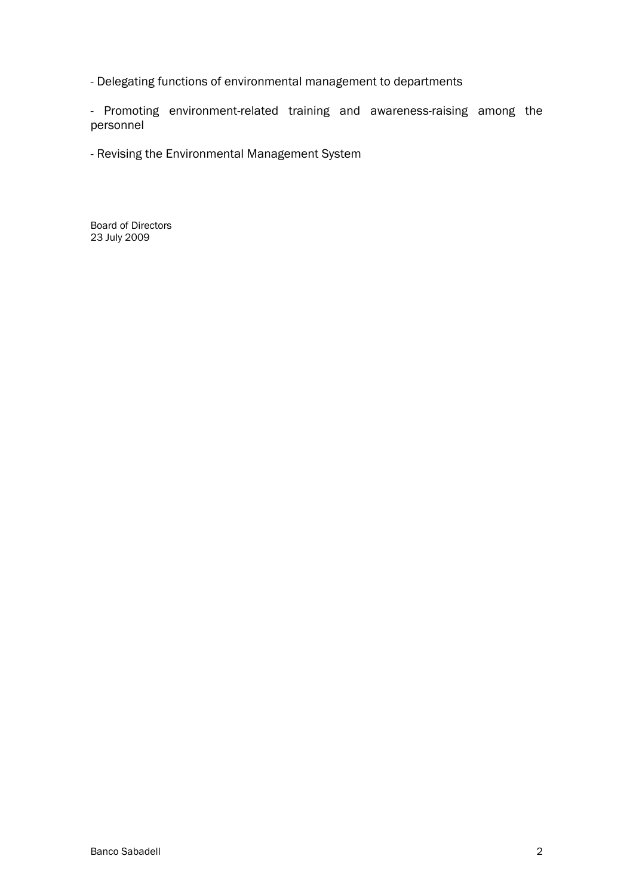- Delegating functions of environmental management to departments

- Promoting environment-related training and awareness-raising among the personnel

- Revising the Environmental Management System

Board of Directors
23 July 2009